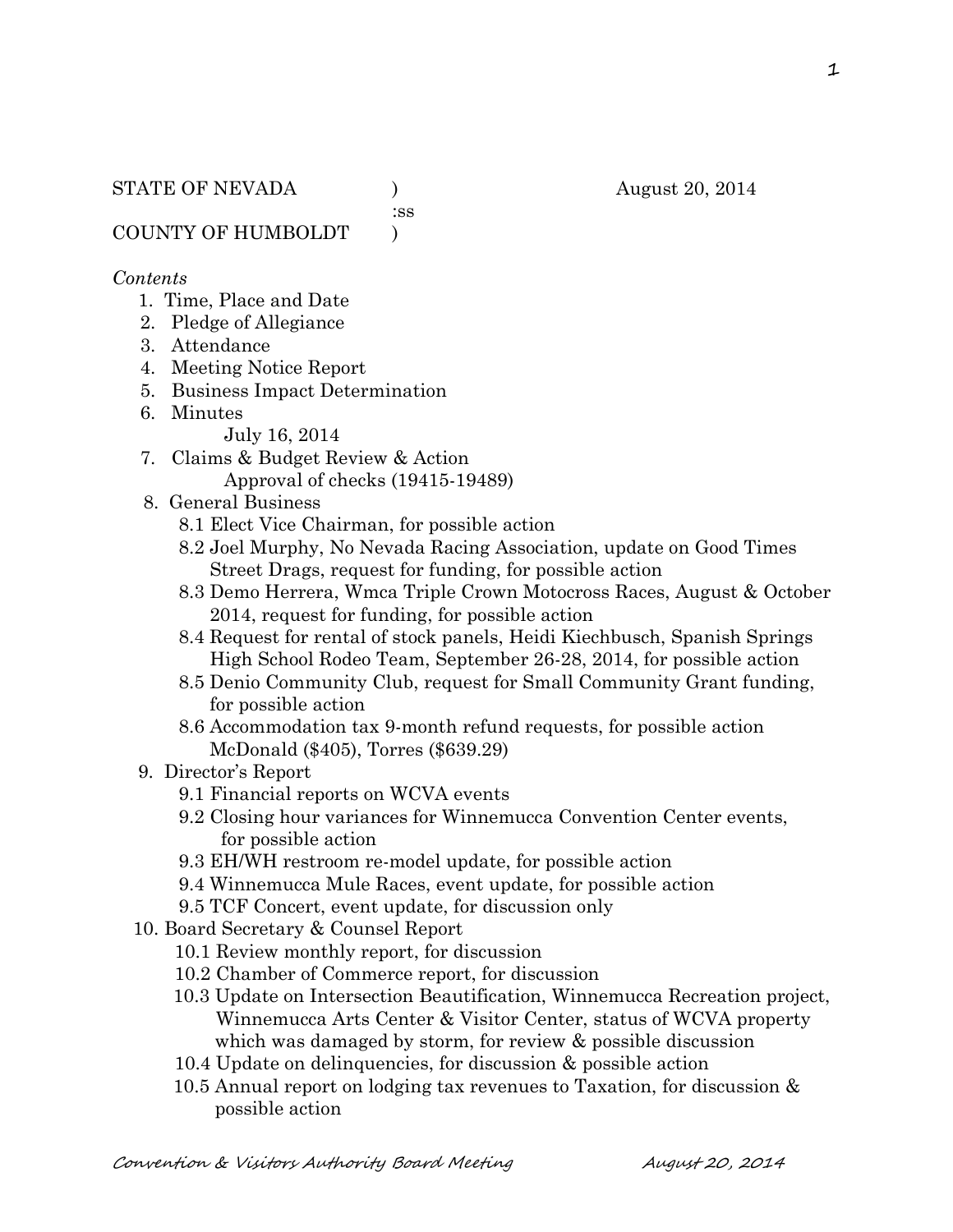STATE OF NEVADA ) August 20, 2014
:ss
COUNTY OF HUMBOLDT )

*Contents*

1. Time, Place and Date
2. Pledge of Allegiance
3. Attendance
4. Meeting Notice Report
5. Business Impact Determination
6. Minutes
   July 16, 2014
7. Claims & Budget Review & Action
   Approval of checks (19415-19489)
8. General Business
   - 8.1 Elect Vice Chairman, for possible action
   - 8.2 Joel Murphy, No Nevada Racing Association, update on Good Times Street Drags, request for funding, for possible action
   - 8.3 Demo Herrera, Wmca Triple Crown Motocross Races, August & October 2014, request for funding, for possible action
   - 8.4 Request for rental of stock panels, Heidi Kiechbusch, Spanish Springs High School Rodeo Team, September 26-28, 2014, for possible action
   - 8.5 Denio Community Club, request for Small Community Grant funding, for possible action
   - 8.6 Accommodation tax 9-month refund requests, for possible action McDonald ($405), Torres ($639.29)
9. Director's Report
   - 9.1 Financial reports on WCVA events
   - 9.2 Closing hour variances for Winnemucca Convention Center events, for possible action
   - 9.3 EH/WH restroom re-model update, for possible action
   - 9.4 Winnemucca Mule Races, event update, for possible action
   - 9.5 TCF Concert, event update, for discussion only
10. Board Secretary & Counsel Report
    - 10.1 Review monthly report, for discussion
    - 10.2 Chamber of Commerce report, for discussion
    - 10.3 Update on Intersection Beautification, Winnemucca Recreation project, Winnemucca Arts Center & Visitor Center, status of WCVA property which was damaged by storm, for review & possible discussion
    - 10.4 Update on delinquencies, for discussion & possible action
    - 10.5 Annual report on lodging tax revenues to Taxation, for discussion & possible action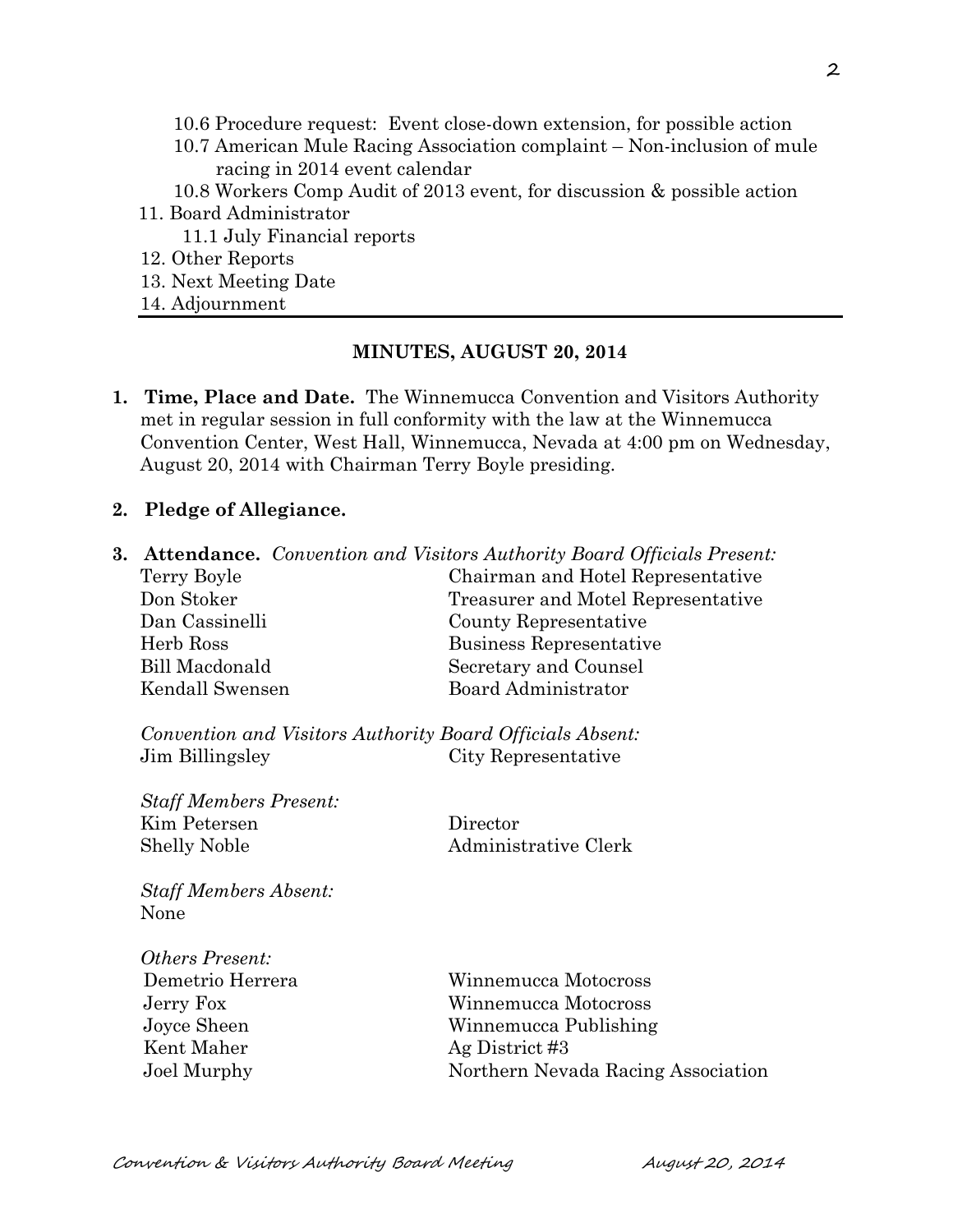10.6 Procedure request: Event close-down extension, for possible action
10.7 American Mule Racing Association complaint – Non-inclusion of mule racing in 2014 event calendar
10.8 Workers Comp Audit of 2013 event, for discussion & possible action
11. Board Administrator
11.1 July Financial reports
12. Other Reports
13. Next Meeting Date
14. Adjournment

---

## MINUTES, AUGUST 20, 2014

1. **Time, Place and Date.** The Winnemucca Convention and Visitors Authority met in regular session in full conformity with the law at the Winnemucca Convention Center, West Hall, Winnemucca, Nevada at 4:00 pm on Wednesday, August 20, 2014 with Chairman Terry Boyle presiding.

2. **Pledge of Allegiance.**

3. **Attendance.** *Convention and Visitors Authority Board Officials Present:*

| | |
|---|---|
| Terry Boyle | Chairman and Hotel Representative |
| Don Stoker | Treasurer and Motel Representative |
| Dan Cassinelli | County Representative |
| Herb Ross | Business Representative |
| Bill Macdonald | Secretary and Counsel |
| Kendall Swensen | Board Administrator |

*Convention and Visitors Authority Board Officials Absent:*

| | |
|---|---|
| Jim Billingsley | City Representative |

*Staff Members Present:*

| | |
|---|---|
| Kim Petersen | Director |
| Shelly Noble | Administrative Clerk |

*Staff Members Absent:*
None

*Others Present:*

| | |
|---|---|
| Demetrio Herrera | Winnemucca Motocross |
| Jerry Fox | Winnemucca Motocross |
| Joyce Sheen | Winnemucca Publishing |
| Kent Maher | Ag District #3 |
| Joel Murphy | Northern Nevada Racing Association |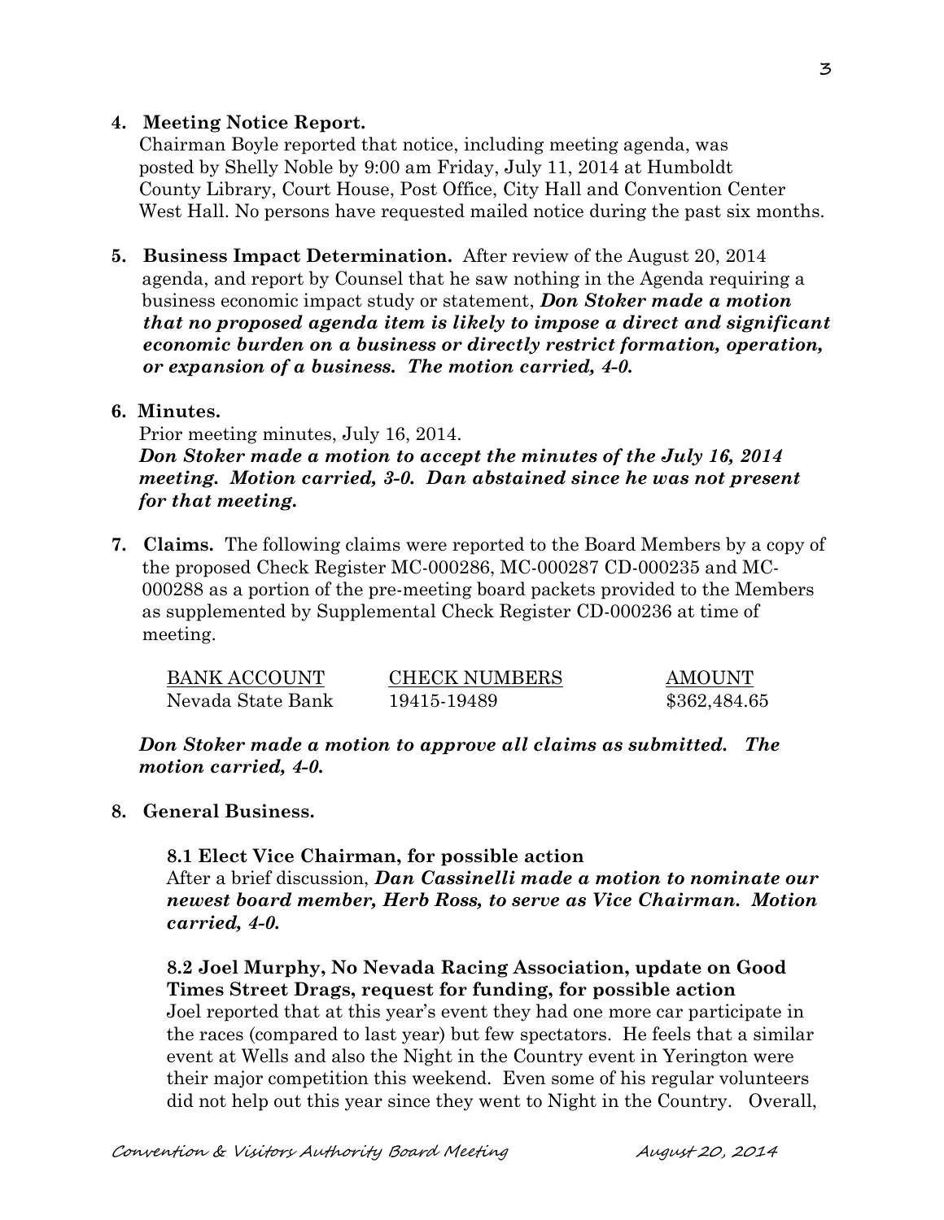**4. Meeting Notice Report.**

Chairman Boyle reported that notice, including meeting agenda, was posted by Shelly Noble by 9:00 am Friday, July 11, 2014 at Humboldt County Library, Court House, Post Office, City Hall and Convention Center West Hall. No persons have requested mailed notice during the past six months.

**5. Business Impact Determination.** After review of the August 20, 2014 agenda, and report by Counsel that he saw nothing in the Agenda requiring a business economic impact study or statement, ***Don Stoker made a motion that no proposed agenda item is likely to impose a direct and significant economic burden on a business or directly restrict formation, operation, or expansion of a business. The motion carried, 4-0.***

**6. Minutes.**

Prior meeting minutes, July 16, 2014.

***Don Stoker made a motion to accept the minutes of the July 16, 2014 meeting. Motion carried, 3-0. Dan abstained since he was not present for that meeting.***

**7. Claims.** The following claims were reported to the Board Members by a copy of the proposed Check Register MC-000286, MC-000287 CD-000235 and MC-000288 as a portion of the pre-meeting board packets provided to the Members as supplemented by Supplemental Check Register CD-000236 at time of meeting.

| BANK ACCOUNT | CHECK NUMBERS | AMOUNT |
|---|---|---|
| Nevada State Bank | 19415-19489 | $362,484.65 |

***Don Stoker made a motion to approve all claims as submitted. The motion carried, 4-0.***

**8. General Business.**

**8.1 Elect Vice Chairman, for possible action**

After a brief discussion, ***Dan Cassinelli made a motion to nominate our newest board member, Herb Ross, to serve as Vice Chairman. Motion carried, 4-0.***

**8.2 Joel Murphy, No Nevada Racing Association, update on Good Times Street Drags, request for funding, for possible action**

Joel reported that at this year's event they had one more car participate in the races (compared to last year) but few spectators. He feels that a similar event at Wells and also the Night in the Country event in Yerington were their major competition this weekend. Even some of his regular volunteers did not help out this year since they went to Night in the Country. Overall,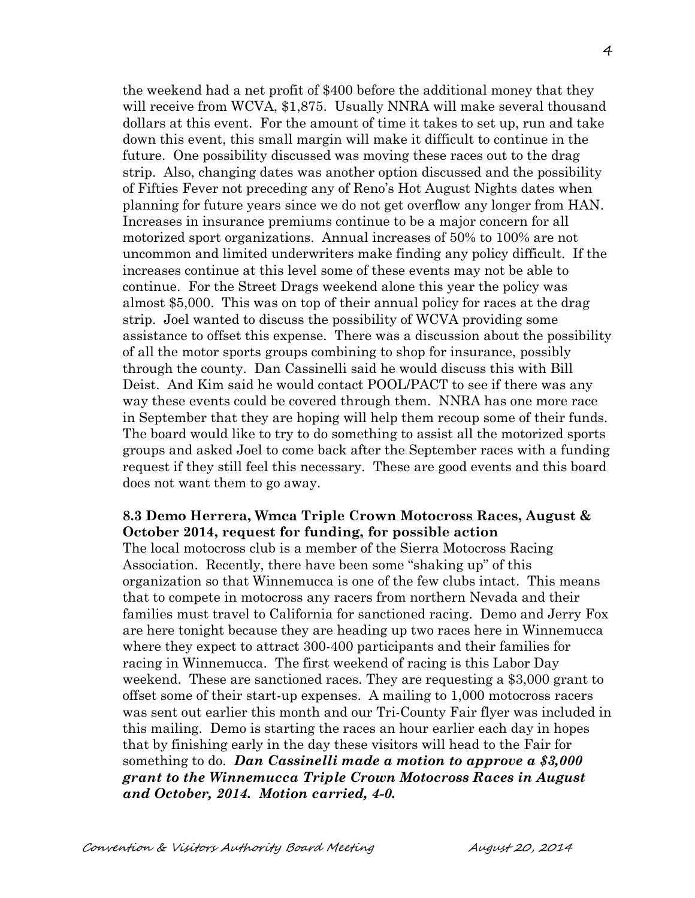the weekend had a net profit of $400 before the additional money that they will receive from WCVA, $1,875. Usually NNRA will make several thousand dollars at this event. For the amount of time it takes to set up, run and take down this event, this small margin will make it difficult to continue in the future. One possibility discussed was moving these races out to the drag strip. Also, changing dates was another option discussed and the possibility of Fifties Fever not preceding any of Reno's Hot August Nights dates when planning for future years since we do not get overflow any longer from HAN. Increases in insurance premiums continue to be a major concern for all motorized sport organizations. Annual increases of 50% to 100% are not uncommon and limited underwriters make finding any policy difficult. If the increases continue at this level some of these events may not be able to continue. For the Street Drags weekend alone this year the policy was almost $5,000. This was on top of their annual policy for races at the drag strip. Joel wanted to discuss the possibility of WCVA providing some assistance to offset this expense. There was a discussion about the possibility of all the motor sports groups combining to shop for insurance, possibly through the county. Dan Cassinelli said he would discuss this with Bill Deist. And Kim said he would contact POOL/PACT to see if there was any way these events could be covered through them. NNRA has one more race in September that they are hoping will help them recoup some of their funds. The board would like to try to do something to assist all the motorized sports groups and asked Joel to come back after the September races with a funding request if they still feel this necessary. These are good events and this board does not want them to go away.

**8.3 Demo Herrera, Wmca Triple Crown Motocross Races, August & October 2014, request for funding, for possible action**

The local motocross club is a member of the Sierra Motocross Racing Association. Recently, there have been some "shaking up" of this organization so that Winnemucca is one of the few clubs intact. This means that to compete in motocross any racers from northern Nevada and their families must travel to California for sanctioned racing. Demo and Jerry Fox are here tonight because they are heading up two races here in Winnemucca where they expect to attract 300-400 participants and their families for racing in Winnemucca. The first weekend of racing is this Labor Day weekend. These are sanctioned races. They are requesting a $3,000 grant to offset some of their start-up expenses. A mailing to 1,000 motocross racers was sent out earlier this month and our Tri-County Fair flyer was included in this mailing. Demo is starting the races an hour earlier each day in hopes that by finishing early in the day these visitors will head to the Fair for something to do. ***Dan Cassinelli made a motion to approve a $3,000 grant to the Winnemucca Triple Crown Motocross Races in August and October, 2014. Motion carried, 4-0.***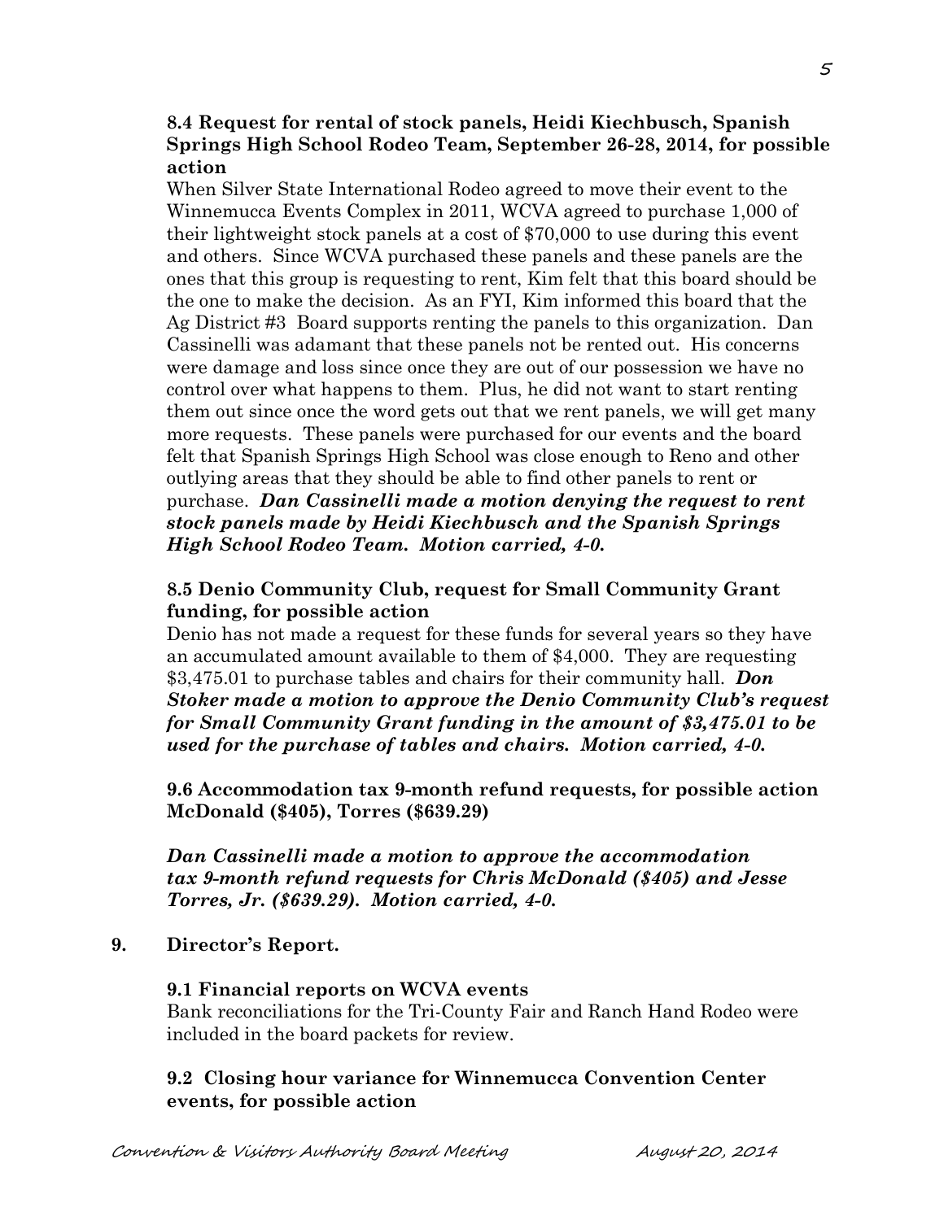**8.4 Request for rental of stock panels, Heidi Kiechbusch, Spanish Springs High School Rodeo Team, September 26-28, 2014, for possible action**

When Silver State International Rodeo agreed to move their event to the Winnemucca Events Complex in 2011, WCVA agreed to purchase 1,000 of their lightweight stock panels at a cost of $70,000 to use during this event and others. Since WCVA purchased these panels and these panels are the ones that this group is requesting to rent, Kim felt that this board should be the one to make the decision. As an FYI, Kim informed this board that the Ag District #3 Board supports renting the panels to this organization. Dan Cassinelli was adamant that these panels not be rented out. His concerns were damage and loss since once they are out of our possession we have no control over what happens to them. Plus, he did not want to start renting them out since once the word gets out that we rent panels, we will get many more requests. These panels were purchased for our events and the board felt that Spanish Springs High School was close enough to Reno and other outlying areas that they should be able to find other panels to rent or purchase. ***Dan Cassinelli made a motion denying the request to rent stock panels made by Heidi Kiechbusch and the Spanish Springs High School Rodeo Team. Motion carried, 4-0.***

**8.5 Denio Community Club, request for Small Community Grant funding, for possible action**

Denio has not made a request for these funds for several years so they have an accumulated amount available to them of $4,000. They are requesting $3,475.01 to purchase tables and chairs for their community hall. ***Don Stoker made a motion to approve the Denio Community Club's request for Small Community Grant funding in the amount of $3,475.01 to be used for the purchase of tables and chairs. Motion carried, 4-0.***

**9.6 Accommodation tax 9-month refund requests, for possible action McDonald ($405), Torres ($639.29)**

***Dan Cassinelli made a motion to approve the accommodation tax 9-month refund requests for Chris McDonald ($405) and Jesse Torres, Jr. ($639.29). Motion carried, 4-0.***

**9. Director's Report.**

**9.1 Financial reports on WCVA events**

Bank reconciliations for the Tri-County Fair and Ranch Hand Rodeo were included in the board packets for review.

**9.2 Closing hour variance for Winnemucca Convention Center events, for possible action**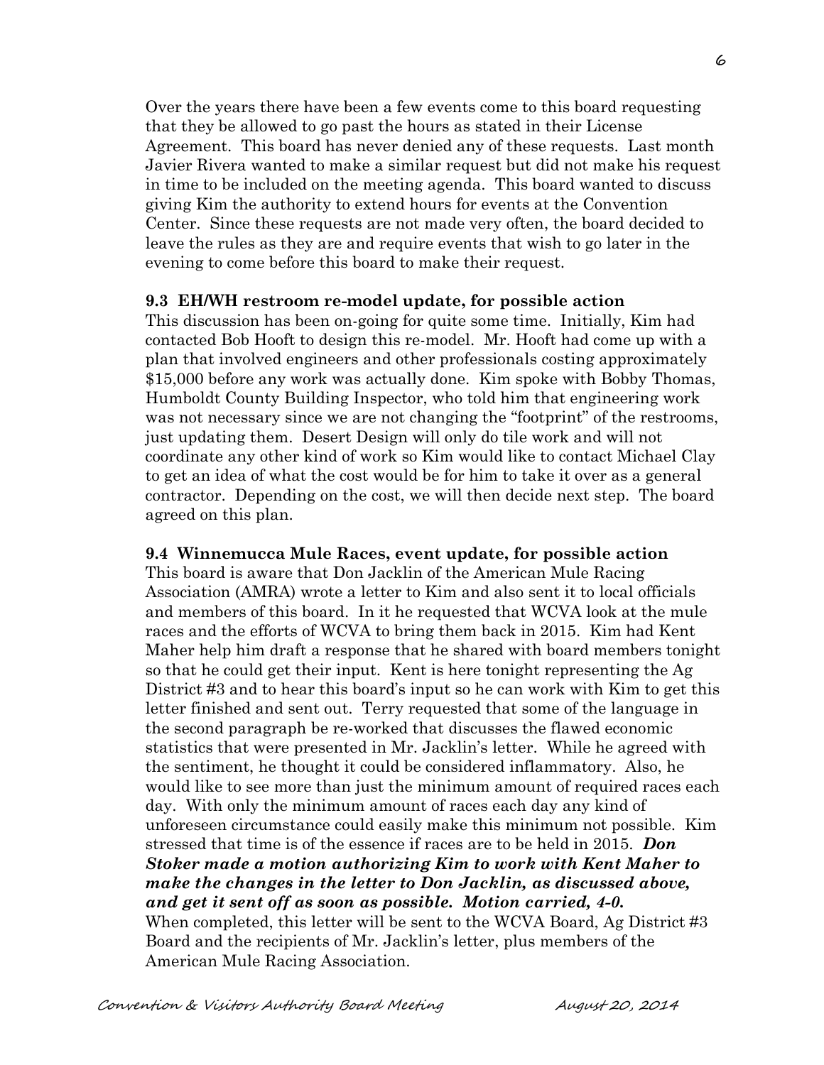Over the years there have been a few events come to this board requesting that they be allowed to go past the hours as stated in their License Agreement. This board has never denied any of these requests. Last month Javier Rivera wanted to make a similar request but did not make his request in time to be included on the meeting agenda. This board wanted to discuss giving Kim the authority to extend hours for events at the Convention Center. Since these requests are not made very often, the board decided to leave the rules as they are and require events that wish to go later in the evening to come before this board to make their request.

**9.3 EH/WH restroom re-model update, for possible action**

This discussion has been on-going for quite some time. Initially, Kim had contacted Bob Hooft to design this re-model. Mr. Hooft had come up with a plan that involved engineers and other professionals costing approximately $15,000 before any work was actually done. Kim spoke with Bobby Thomas, Humboldt County Building Inspector, who told him that engineering work was not necessary since we are not changing the "footprint" of the restrooms, just updating them. Desert Design will only do tile work and will not coordinate any other kind of work so Kim would like to contact Michael Clay to get an idea of what the cost would be for him to take it over as a general contractor. Depending on the cost, we will then decide next step. The board agreed on this plan.

**9.4 Winnemucca Mule Races, event update, for possible action**

This board is aware that Don Jacklin of the American Mule Racing Association (AMRA) wrote a letter to Kim and also sent it to local officials and members of this board. In it he requested that WCVA look at the mule races and the efforts of WCVA to bring them back in 2015. Kim had Kent Maher help him draft a response that he shared with board members tonight so that he could get their input. Kent is here tonight representing the Ag District #3 and to hear this board's input so he can work with Kim to get this letter finished and sent out. Terry requested that some of the language in the second paragraph be re-worked that discusses the flawed economic statistics that were presented in Mr. Jacklin's letter. While he agreed with the sentiment, he thought it could be considered inflammatory. Also, he would like to see more than just the minimum amount of required races each day. With only the minimum amount of races each day any kind of unforeseen circumstance could easily make this minimum not possible. Kim stressed that time is of the essence if races are to be held in 2015. ***Don Stoker made a motion authorizing Kim to work with Kent Maher to make the changes in the letter to Don Jacklin, as discussed above, and get it sent off as soon as possible. Motion carried, 4-0.*** When completed, this letter will be sent to the WCVA Board, Ag District #3 Board and the recipients of Mr. Jacklin's letter, plus members of the American Mule Racing Association.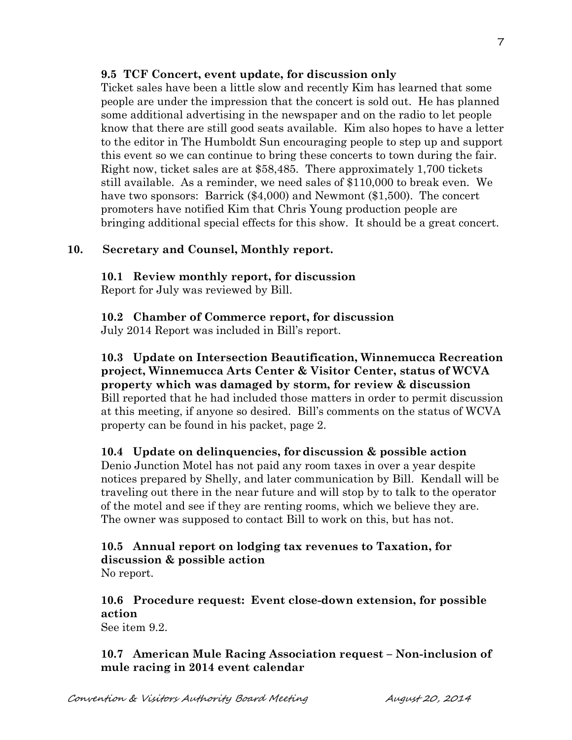**9.5 TCF Concert, event update, for discussion only**

Ticket sales have been a little slow and recently Kim has learned that some people are under the impression that the concert is sold out. He has planned some additional advertising in the newspaper and on the radio to let people know that there are still good seats available. Kim also hopes to have a letter to the editor in The Humboldt Sun encouraging people to step up and support this event so we can continue to bring these concerts to town during the fair. Right now, ticket sales are at $58,485. There approximately 1,700 tickets still available. As a reminder, we need sales of $110,000 to break even. We have two sponsors: Barrick ($4,000) and Newmont ($1,500). The concert promoters have notified Kim that Chris Young production people are bringing additional special effects for this show. It should be a great concert.

## 10. Secretary and Counsel, Monthly report.

**10.1 Review monthly report, for discussion**

Report for July was reviewed by Bill.

**10.2 Chamber of Commerce report, for discussion**

July 2014 Report was included in Bill's report.

**10.3 Update on Intersection Beautification, Winnemucca Recreation project, Winnemucca Arts Center & Visitor Center, status of WCVA property which was damaged by storm, for review & discussion**

Bill reported that he had included those matters in order to permit discussion at this meeting, if anyone so desired. Bill's comments on the status of WCVA property can be found in his packet, page 2.

**10.4 Update on delinquencies, for discussion & possible action**

Denio Junction Motel has not paid any room taxes in over a year despite notices prepared by Shelly, and later communication by Bill. Kendall will be traveling out there in the near future and will stop by to talk to the operator of the motel and see if they are renting rooms, which we believe they are. The owner was supposed to contact Bill to work on this, but has not.

**10.5 Annual report on lodging tax revenues to Taxation, for discussion & possible action**

No report.

**10.6 Procedure request: Event close-down extension, for possible action**

See item 9.2.

**10.7 American Mule Racing Association request – Non-inclusion of mule racing in 2014 event calendar**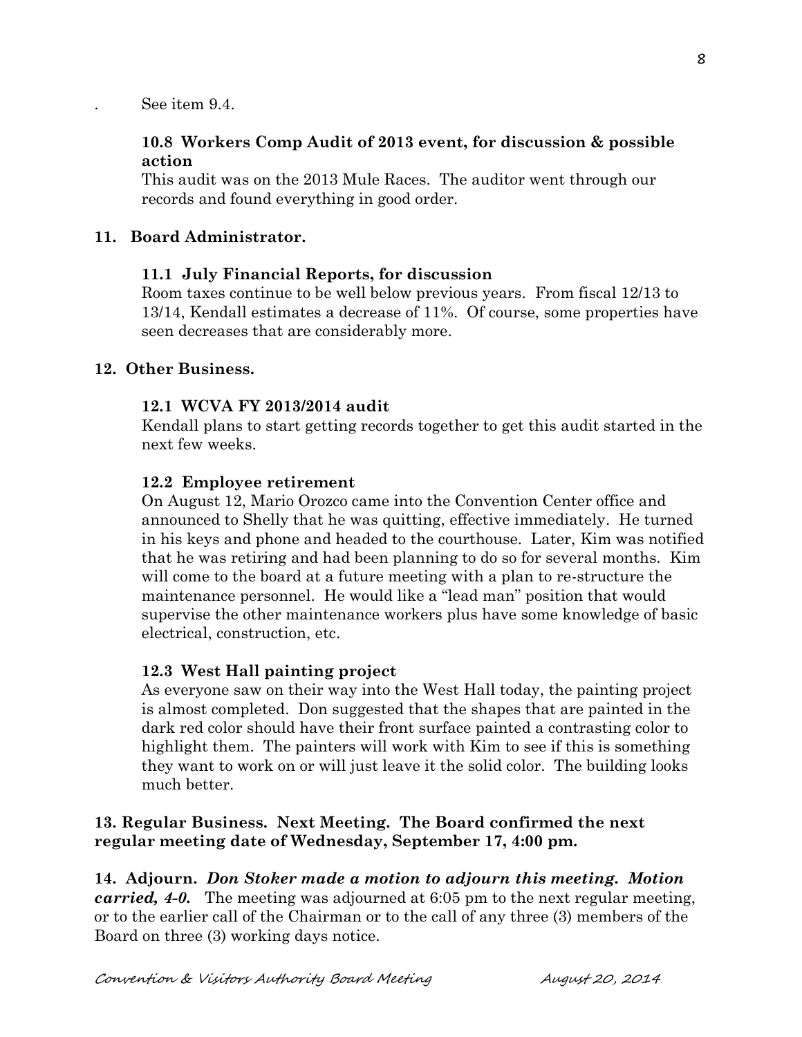. See item 9.4.

### 10.8 Workers Comp Audit of 2013 event, for discussion & possible action

This audit was on the 2013 Mule Races. The auditor went through our records and found everything in good order.

## 11. Board Administrator.

### 11.1 July Financial Reports, for discussion

Room taxes continue to be well below previous years. From fiscal 12/13 to 13/14, Kendall estimates a decrease of 11%. Of course, some properties have seen decreases that are considerably more.

## 12. Other Business.

### 12.1 WCVA FY 2013/2014 audit

Kendall plans to start getting records together to get this audit started in the next few weeks.

### 12.2 Employee retirement

On August 12, Mario Orozco came into the Convention Center office and announced to Shelly that he was quitting, effective immediately. He turned in his keys and phone and headed to the courthouse. Later, Kim was notified that he was retiring and had been planning to do so for several months. Kim will come to the board at a future meeting with a plan to re-structure the maintenance personnel. He would like a "lead man" position that would supervise the other maintenance workers plus have some knowledge of basic electrical, construction, etc.

### 12.3 West Hall painting project

As everyone saw on their way into the West Hall today, the painting project is almost completed. Don suggested that the shapes that are painted in the dark red color should have their front surface painted a contrasting color to highlight them. The painters will work with Kim to see if this is something they want to work on or will just leave it the solid color. The building looks much better.

**13. Regular Business. Next Meeting. The Board confirmed the next regular meeting date of Wednesday, September 17, 4:00 pm.**

**14. Adjourn.** ***Don Stoker made a motion to adjourn this meeting. Motion carried, 4-0.*** The meeting was adjourned at 6:05 pm to the next regular meeting, or to the earlier call of the Chairman or to the call of any three (3) members of the Board on three (3) working days notice.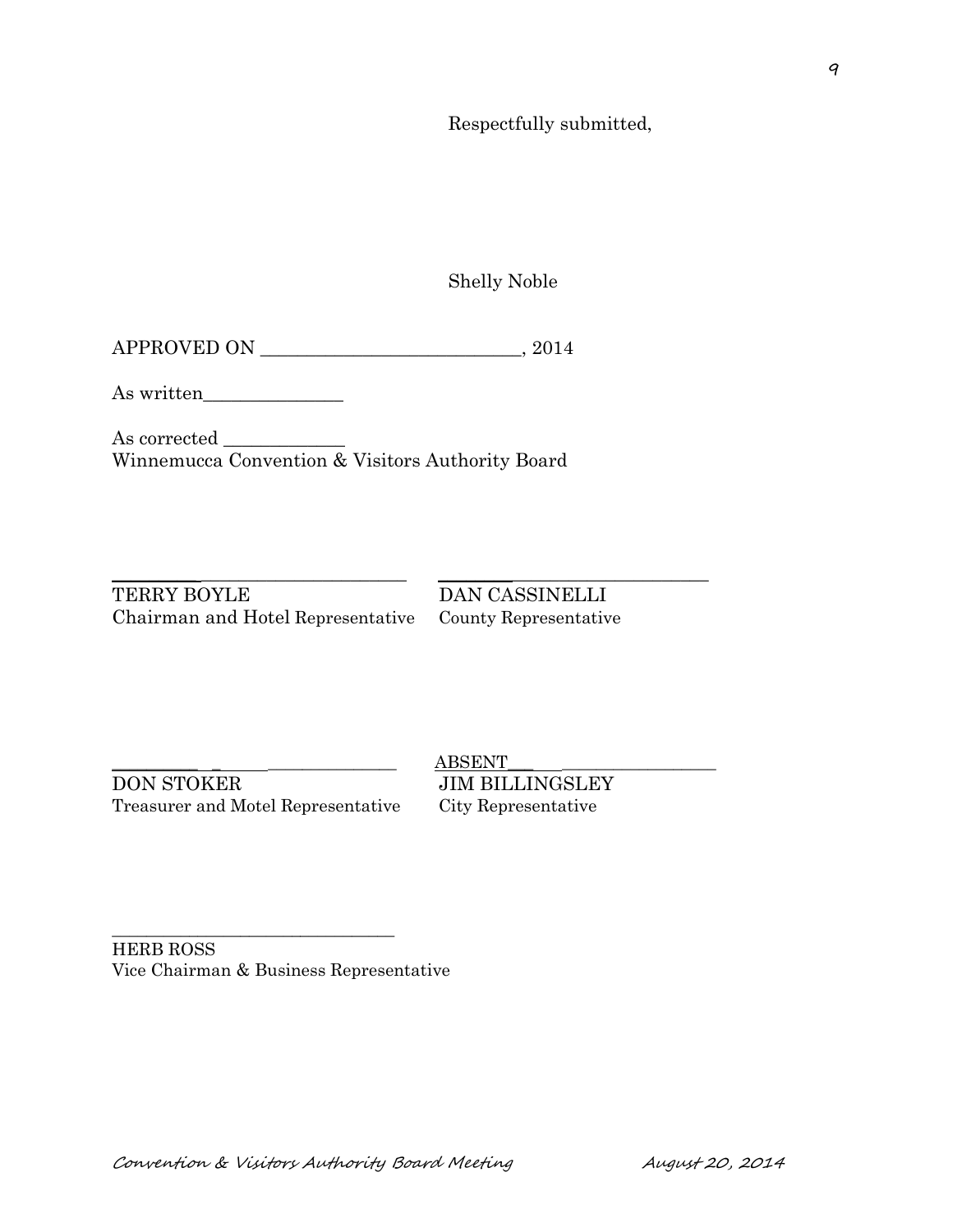Respectfully submitted,

Shelly Noble

APPROVED ON ____________________________, 2014

As written_______________

As corrected _____________
Winnemucca Convention & Visitors Authority Board

______________________________ ______________________________
TERRY BOYLE
Chairman and Hotel Representative

DAN CASSINELLI
County Representative

______________________________ ABSENT___ __________________
DON STOKER
Treasurer and Motel Representative

JIM BILLINGSLEY
City Representative

______________________________
HERB ROSS
Vice Chairman & Business Representative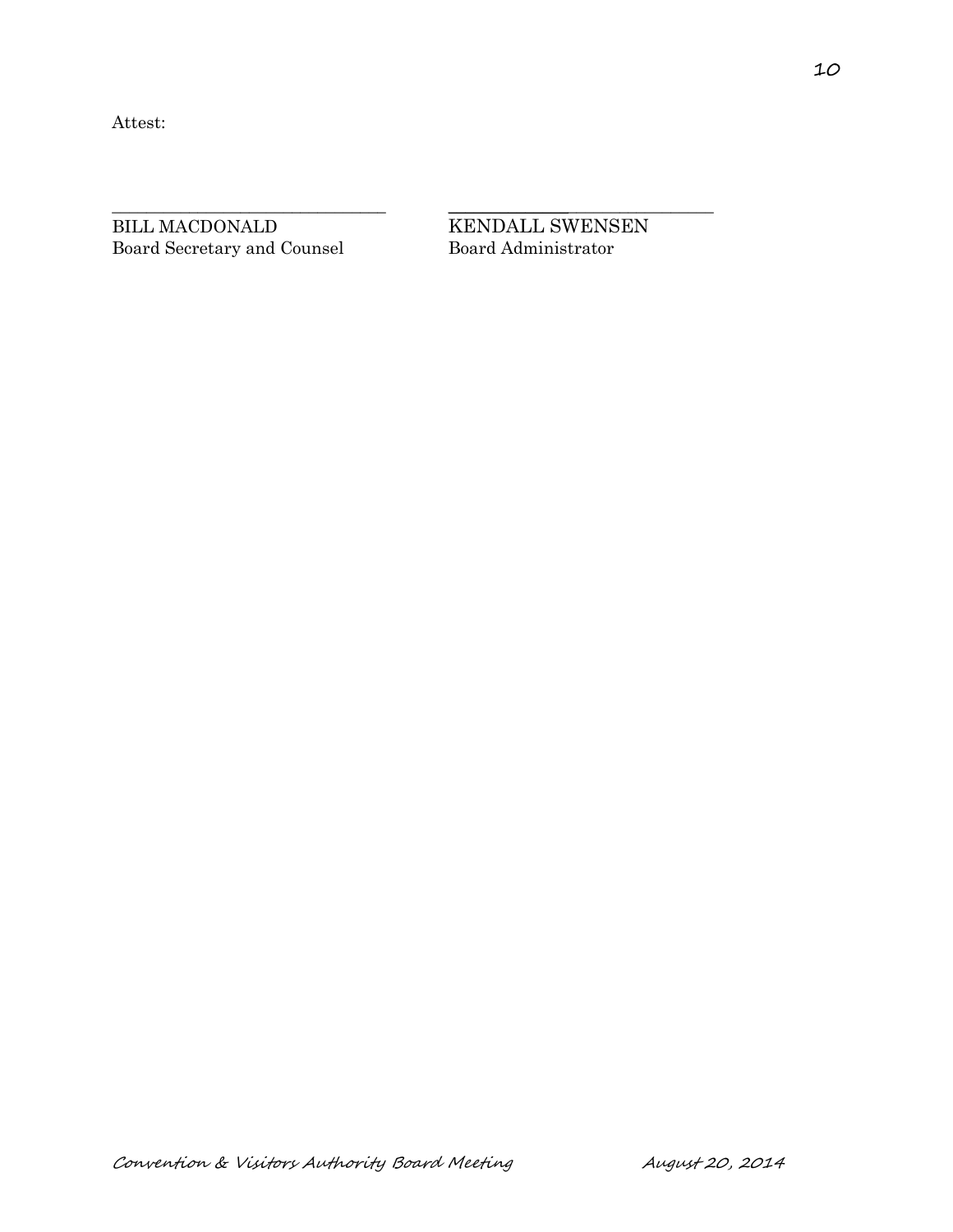Attest:

\_\_\_\_\_\_\_\_\_\_\_\_\_\_\_\_\_\_\_\_\_\_\_\_\_\_\_\_\_\_\_\_  
BILL MACDONALD  
Board Secretary and Counsel

\_\_\_\_\_\_\_\_\_\_\_\_\_\_\_\_\_\_\_\_\_\_\_\_\_\_\_\_\_\_\_\_  
KENDALL SWENSEN  
Board Administrator